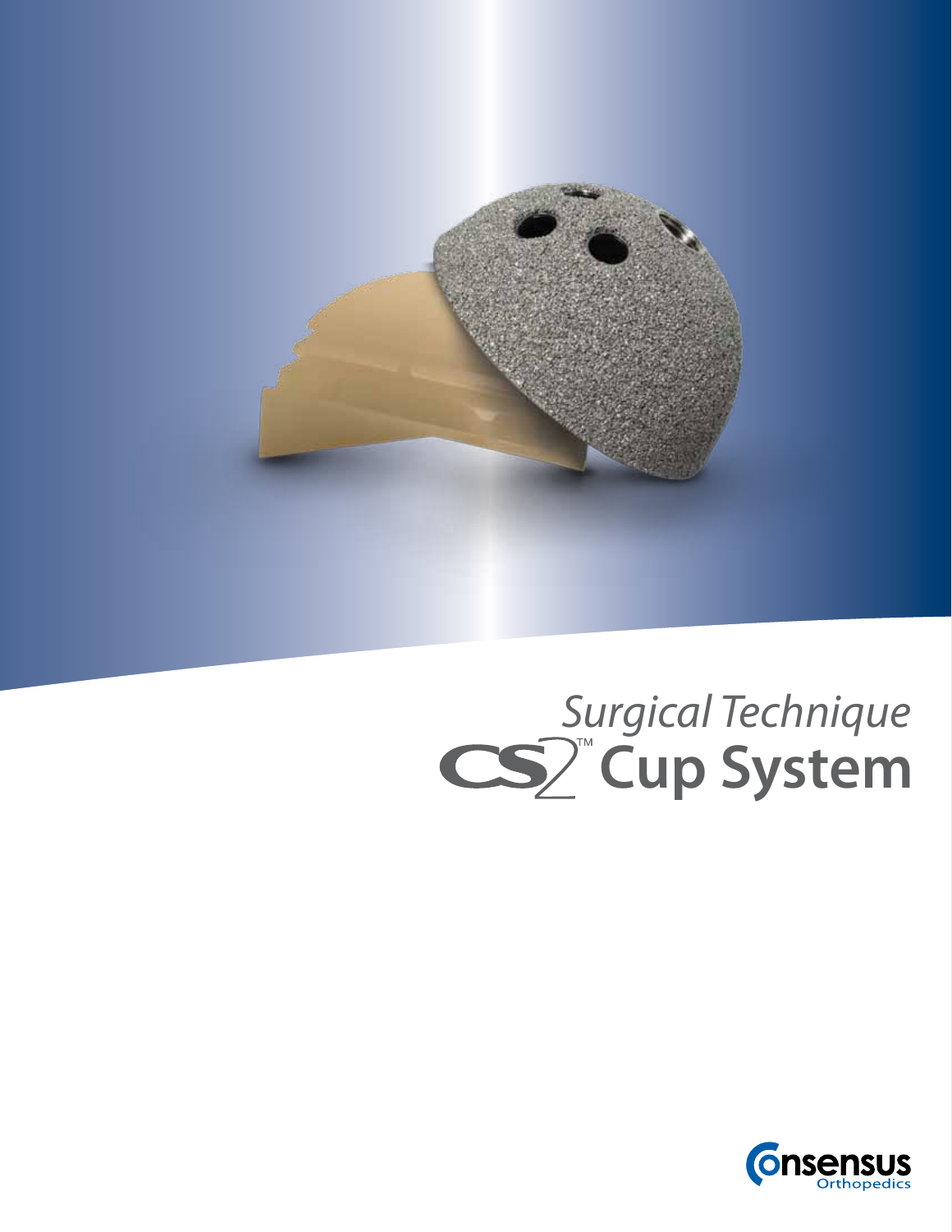*Surgical Technique*

# CS2™ Cup System

Consensus Orthopedics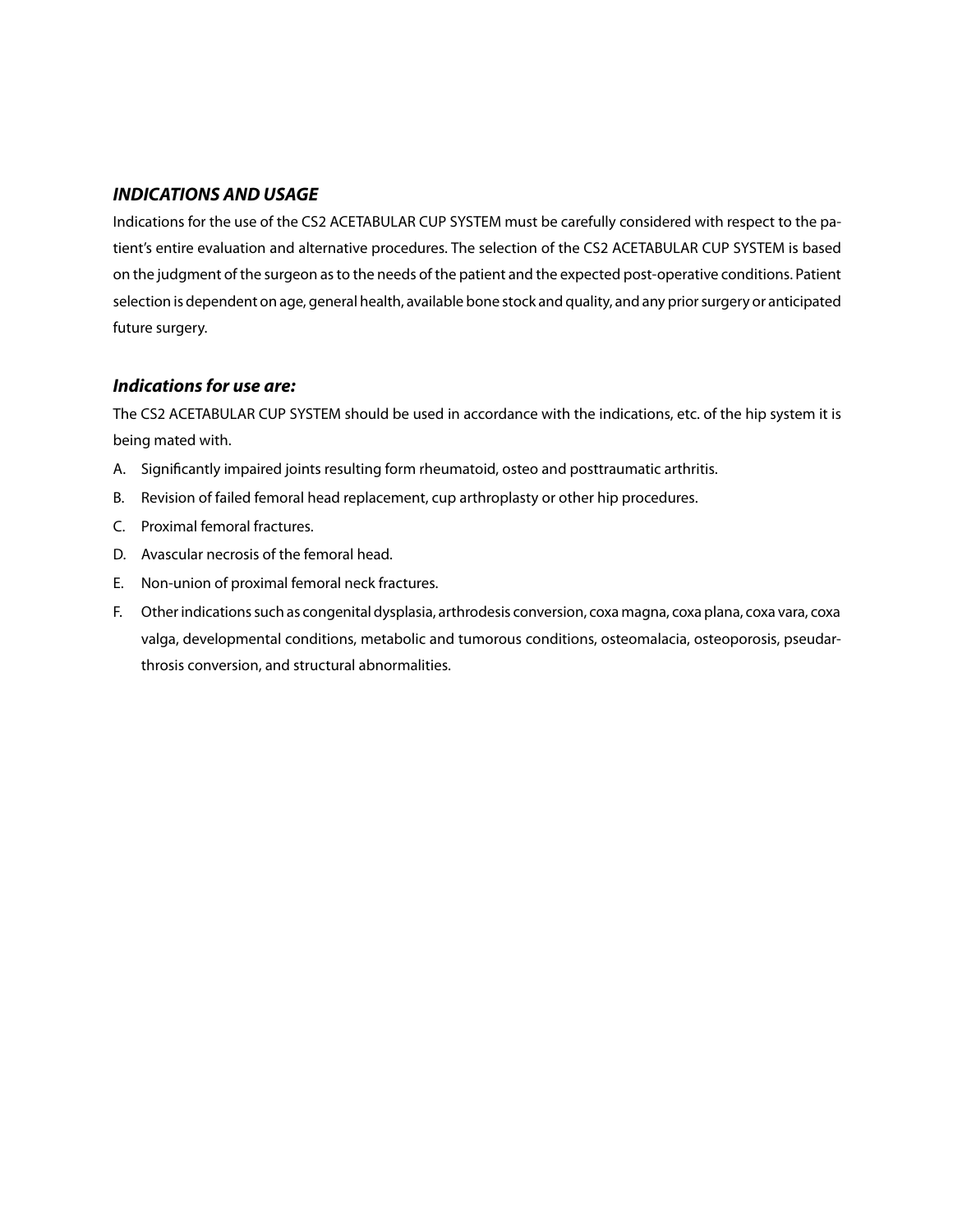### *INDICATIONS AND USAGE*

Indications for the use of the CS2 ACETABULAR CUP SYSTEM must be carefully considered with respect to the patient's entire evaluation and alternative procedures. The selection of the CS2 ACETABULAR CUP SYSTEM is based on the judgment of the surgeon as to the needs of the patient and the expected post-operative conditions. Patient selection is dependent on age, general health, available bone stock and quality, and any prior surgery or anticipated future surgery.

### *Indications for use are:*

The CS2 ACETABULAR CUP SYSTEM should be used in accordance with the indications, etc. of the hip system it is being mated with.

A. Significantly impaired joints resulting form rheumatoid, osteo and posttraumatic arthritis.
B. Revision of failed femoral head replacement, cup arthroplasty or other hip procedures.
C. Proximal femoral fractures.
D. Avascular necrosis of the femoral head.
E. Non-union of proximal femoral neck fractures.
F. Other indications such as congenital dysplasia, arthrodesis conversion, coxa magna, coxa plana, coxa vara, coxa valga, developmental conditions, metabolic and tumorous conditions, osteomalacia, osteoporosis, pseudarthrosis conversion, and structural abnormalities.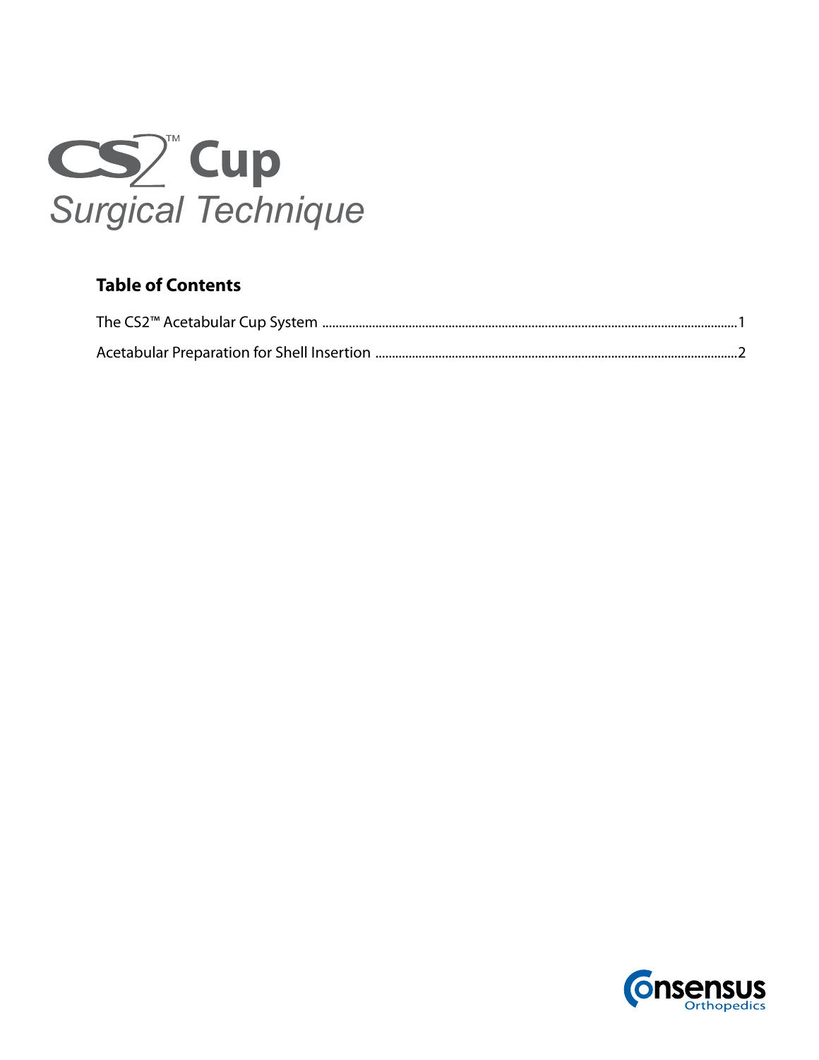# CS2™ Cup
## *Surgical Technique*

### Table of Contents

The CS2™ Acetabular Cup System ........................................................................................................................1

Acetabular Preparation for Shell Insertion ..........................................................................................................2

Consensus Orthopedics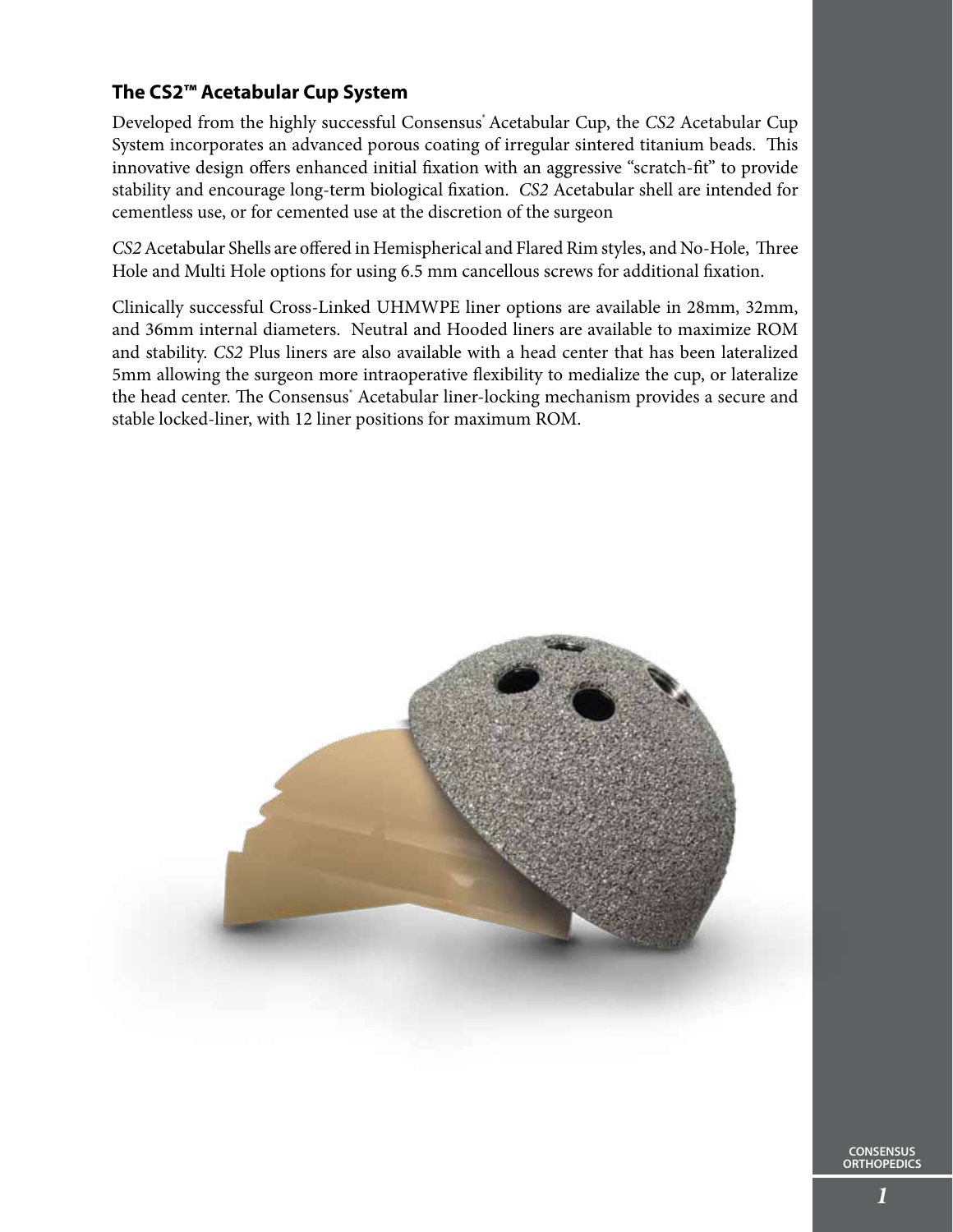## The CS2™ Acetabular Cup System

Developed from the highly successful Consensus® Acetabular Cup, the *CS2* Acetabular Cup System incorporates an advanced porous coating of irregular sintered titanium beads. This innovative design offers enhanced initial fixation with an aggressive "scratch-fit" to provide stability and encourage long-term biological fixation. *CS2* Acetabular shell are intended for cementless use, or for cemented use at the discretion of the surgeon

*CS2* Acetabular Shells are offered in Hemispherical and Flared Rim styles, and No-Hole, Three Hole and Multi Hole options for using 6.5 mm cancellous screws for additional fixation.

Clinically successful Cross-Linked UHMWPE liner options are available in 28mm, 32mm, and 36mm internal diameters. Neutral and Hooded liners are available to maximize ROM and stability. *CS2* Plus liners are also available with a head center that has been lateralized 5mm allowing the surgeon more intraoperative flexibility to medialize the cup, or lateralize the head center. The Consensus® Acetabular liner-locking mechanism provides a secure and stable locked-liner, with 12 liner positions for maximum ROM.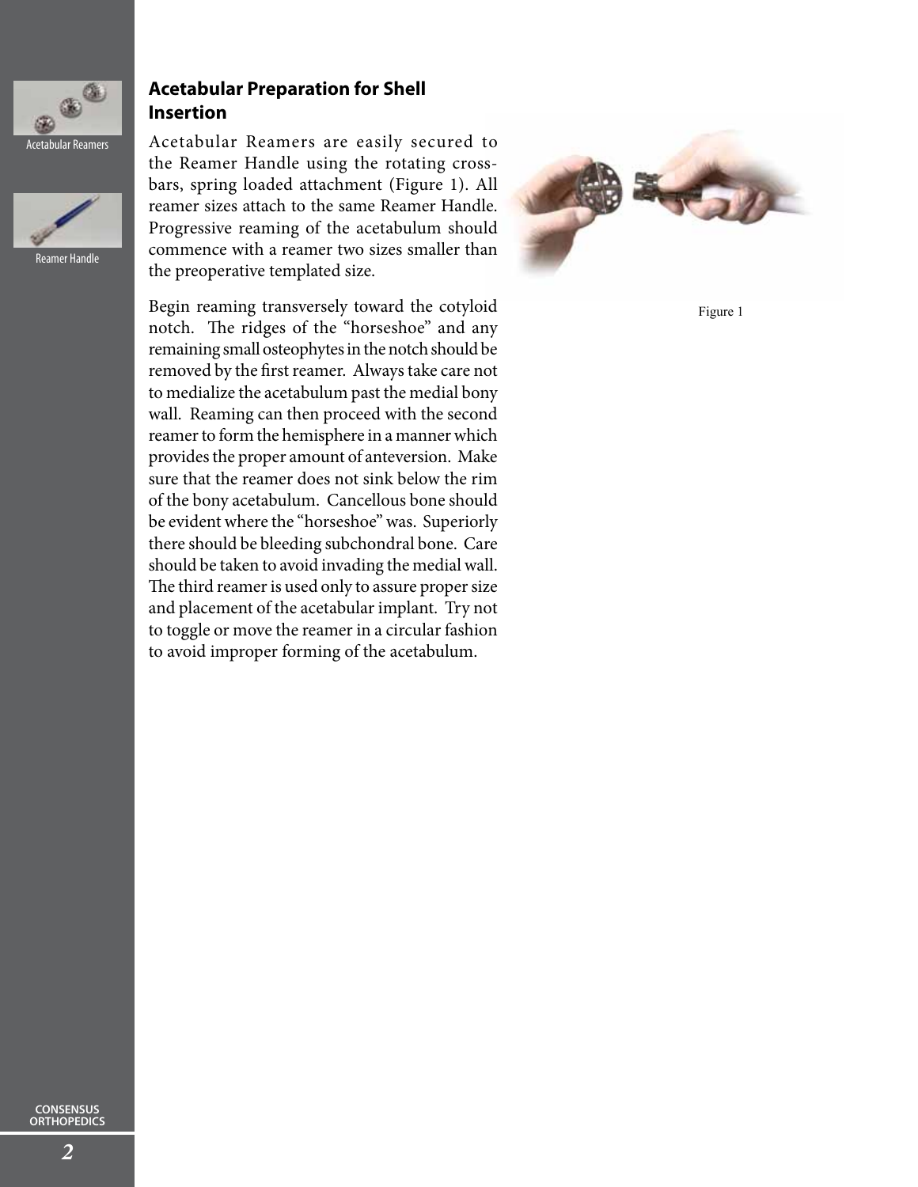Acetabular Reamers

Reamer Handle

## Acetabular Preparation for Shell Insertion

Acetabular Reamers are easily secured to the Reamer Handle using the rotating cross-bars, spring loaded attachment (Figure 1). All reamer sizes attach to the same Reamer Handle. Progressive reaming of the acetabulum should commence with a reamer two sizes smaller than the preoperative templated size.

Begin reaming transversely toward the cotyloid notch. The ridges of the "horseshoe" and any remaining small osteophytes in the notch should be removed by the first reamer. Always take care not to medialize the acetabulum past the medial bony wall. Reaming can then proceed with the second reamer to form the hemisphere in a manner which provides the proper amount of anteversion. Make sure that the reamer does not sink below the rim of the bony acetabulum. Cancellous bone should be evident where the "horseshoe" was. Superiorly there should be bleeding subchondral bone. Care should be taken to avoid invading the medial wall. The third reamer is used only to assure proper size and placement of the acetabular implant. Try not to toggle or move the reamer in a circular fashion to avoid improper forming of the acetabulum.

Figure 1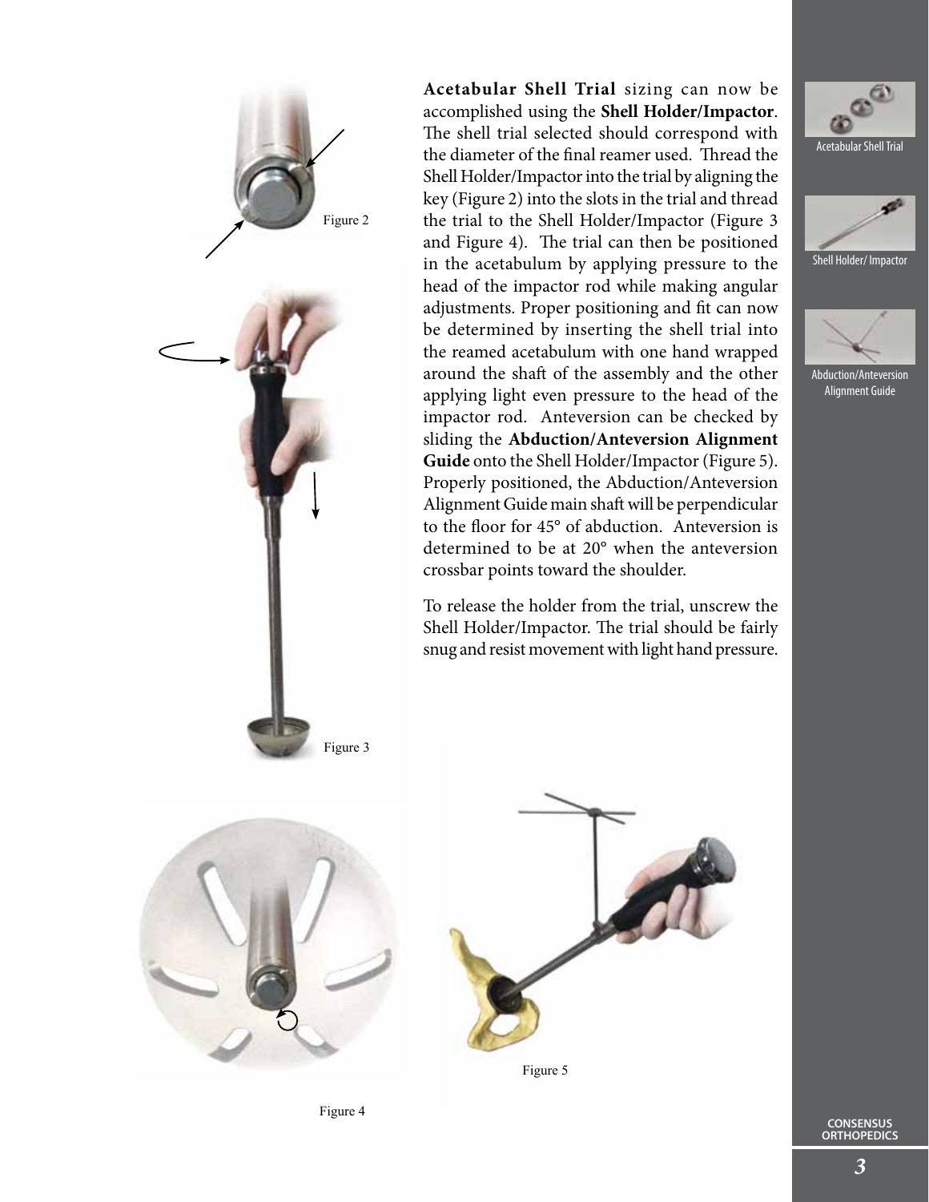**Acetabular Shell Trial** sizing can now be accomplished using the **Shell Holder/Impactor**. The shell trial selected should correspond with the diameter of the final reamer used. Thread the Shell Holder/Impactor into the trial by aligning the key (Figure 2) into the slots in the trial and thread the trial to the Shell Holder/Impactor (Figure 3 and Figure 4). The trial can then be positioned in the acetabulum by applying pressure to the head of the impactor rod while making angular adjustments. Proper positioning and fit can now be determined by inserting the shell trial into the reamed acetabulum with one hand wrapped around the shaft of the assembly and the other applying light even pressure to the head of the impactor rod. Anteversion can be checked by sliding the **Abduction/Anteversion Alignment Guide** onto the Shell Holder/Impactor (Figure 5). Properly positioned, the Abduction/Anteversion Alignment Guide main shaft will be perpendicular to the floor for 45° of abduction. Anteversion is determined to be at 20° when the anteversion crossbar points toward the shoulder.

To release the holder from the trial, unscrew the Shell Holder/Impactor. The trial should be fairly snug and resist movement with light hand pressure.

Figure 2

Figure 3

Figure 4

Figure 5

Acetabular Shell Trial

Shell Holder/ Impactor

Abduction/Anteversion Alignment Guide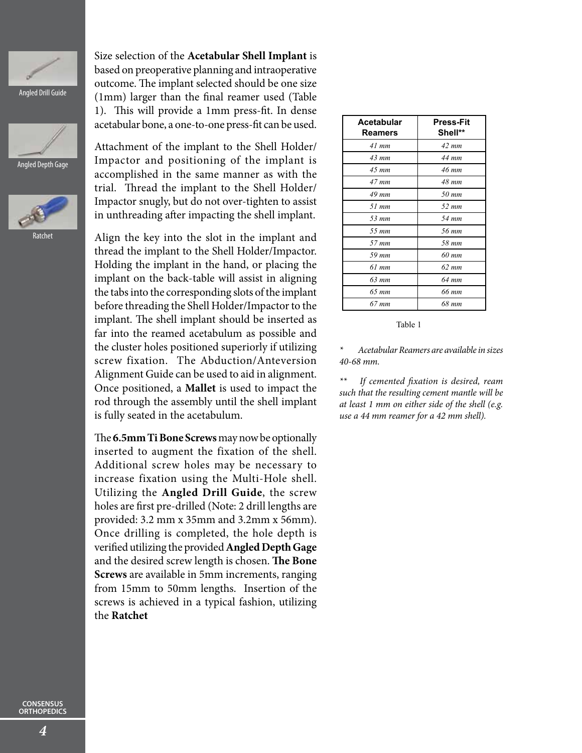Angled Drill Guide

Angled Depth Gage

Ratchet

Size selection of the **Acetabular Shell Implant** is based on preoperative planning and intraoperative outcome. The implant selected should be one size (1mm) larger than the final reamer used (Table 1). This will provide a 1mm press-fit. In dense acetabular bone, a one-to-one press-fit can be used.

Attachment of the implant to the Shell Holder/ Impactor and positioning of the implant is accomplished in the same manner as with the trial. Thread the implant to the Shell Holder/ Impactor snugly, but do not over-tighten to assist in unthreading after impacting the shell implant.

Align the key into the slot in the implant and thread the implant to the Shell Holder/Impactor. Holding the implant in the hand, or placing the implant on the back-table will assist in aligning the tabs into the corresponding slots of the implant before threading the Shell Holder/Impactor to the implant. The shell implant should be inserted as far into the reamed acetabulum as possible and the cluster holes positioned superiorly if utilizing screw fixation. The Abduction/Anteversion Alignment Guide can be used to aid in alignment. Once positioned, a **Mallet** is used to impact the rod through the assembly until the shell implant is fully seated in the acetabulum.

The **6.5mm Ti Bone Screws** may now be optionally inserted to augment the fixation of the shell. Additional screw holes may be necessary to increase fixation using the Multi-Hole shell. Utilizing the **Angled Drill Guide**, the screw holes are first pre-drilled (Note: 2 drill lengths are provided: 3.2 mm x 35mm and 3.2mm x 56mm). Once drilling is completed, the hole depth is verified utilizing the provided **Angled Depth Gage** and the desired screw length is chosen. **The Bone Screws** are available in 5mm increments, ranging from 15mm to 50mm lengths. Insertion of the screws is achieved in a typical fashion, utilizing the **Ratchet**

| Acetabular Reamers | Press-Fit Shell** |
|---|---|
| *41 mm* | *42 mm* |
| *43 mm* | *44 mm* |
| *45 mm* | *46 mm* |
| *47 mm* | *48 mm* |
| *49 mm* | *50 mm* |
| *51 mm* | *52 mm* |
| *53 mm* | *54 mm* |
| *55 mm* | *56 mm* |
| *57 mm* | *58 mm* |
| *59 mm* | *60 mm* |
| *61 mm* | *62 mm* |
| *63 mm* | *64 mm* |
| *65 mm* | *66 mm* |
| *67 mm* | *68 mm* |

Table 1

*\* Acetabular Reamers are available in sizes 40-68 mm.*

*\*\* If cemented fixation is desired, ream such that the resulting cement mantle will be at least 1 mm on either side of the shell (e.g. use a 44 mm reamer for a 42 mm shell).*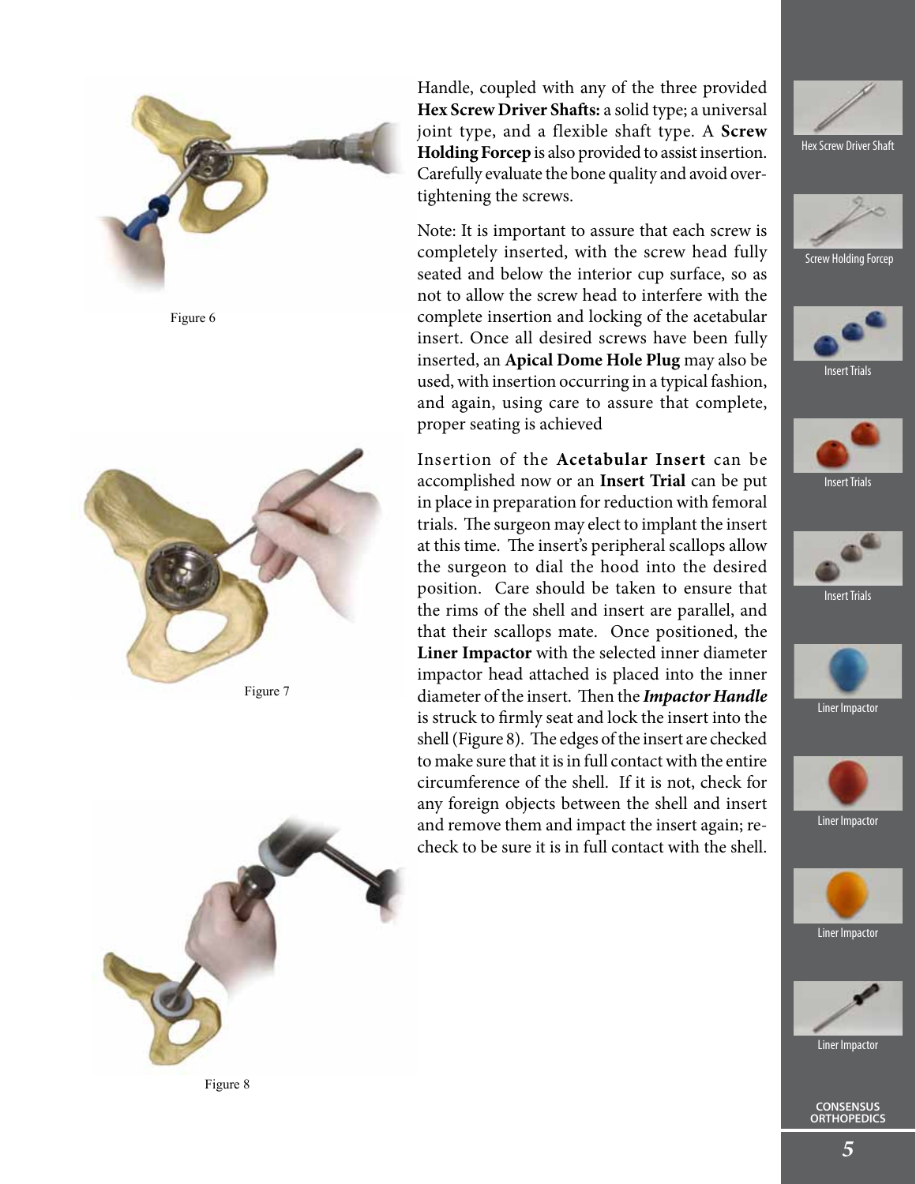Figure 6

Figure 7

Figure 8

Handle, coupled with any of the three provided **Hex Screw Driver Shafts:** a solid type; a universal joint type, and a flexible shaft type. A **Screw Holding Forcep** is also provided to assist insertion. Carefully evaluate the bone quality and avoid over-tightening the screws.

Note: It is important to assure that each screw is completely inserted, with the screw head fully seated and below the interior cup surface, so as not to allow the screw head to interfere with the complete insertion and locking of the acetabular insert. Once all desired screws have been fully inserted, an **Apical Dome Hole Plug** may also be used, with insertion occurring in a typical fashion, and again, using care to assure that complete, proper seating is achieved

Insertion of the **Acetabular Insert** can be accomplished now or an **Insert Trial** can be put in place in preparation for reduction with femoral trials. The surgeon may elect to implant the insert at this time. The insert's peripheral scallops allow the surgeon to dial the hood into the desired position. Care should be taken to ensure that the rims of the shell and insert are parallel, and that their scallops mate. Once positioned, the **Liner Impactor** with the selected inner diameter impactor head attached is placed into the inner diameter of the insert. Then the ***Impactor Handle*** is struck to firmly seat and lock the insert into the shell (Figure 8). The edges of the insert are checked to make sure that it is in full contact with the entire circumference of the shell. If it is not, check for any foreign objects between the shell and insert and remove them and impact the insert again; re-check to be sure it is in full contact with the shell.

Hex Screw Driver Shaft

Screw Holding Forcep

Insert Trials

Insert Trials

Insert Trials

Liner Impactor

Liner Impactor

Liner Impactor

Liner Impactor

CONSENSUS ORTHOPEDICS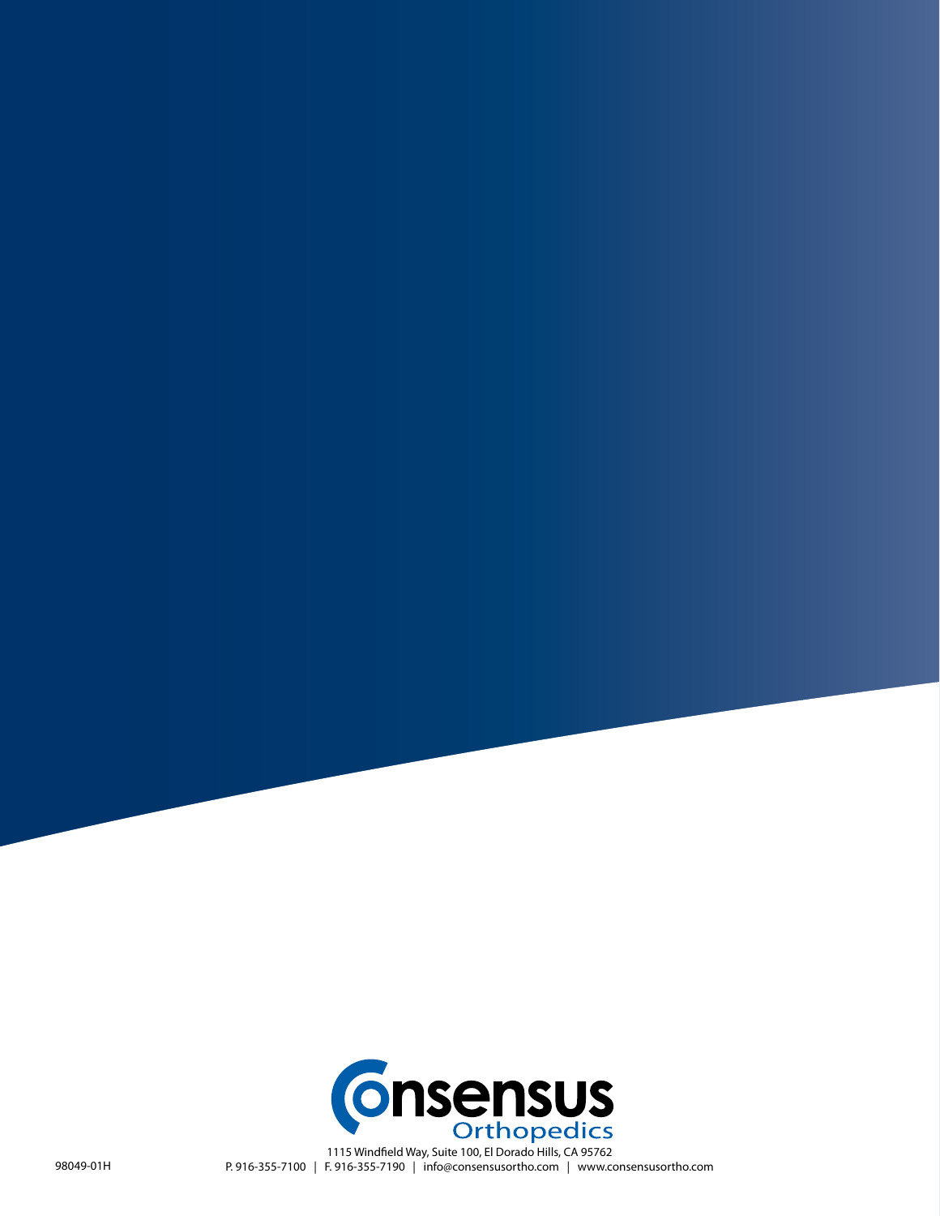Consensus Orthopedics

1115 Windfield Way, Suite 100, El Dorado Hills, CA 95762

P. 916-355-7100 | F. 916-355-7190 | info@consensusortho.com | www.consensusortho.com

98049-01H